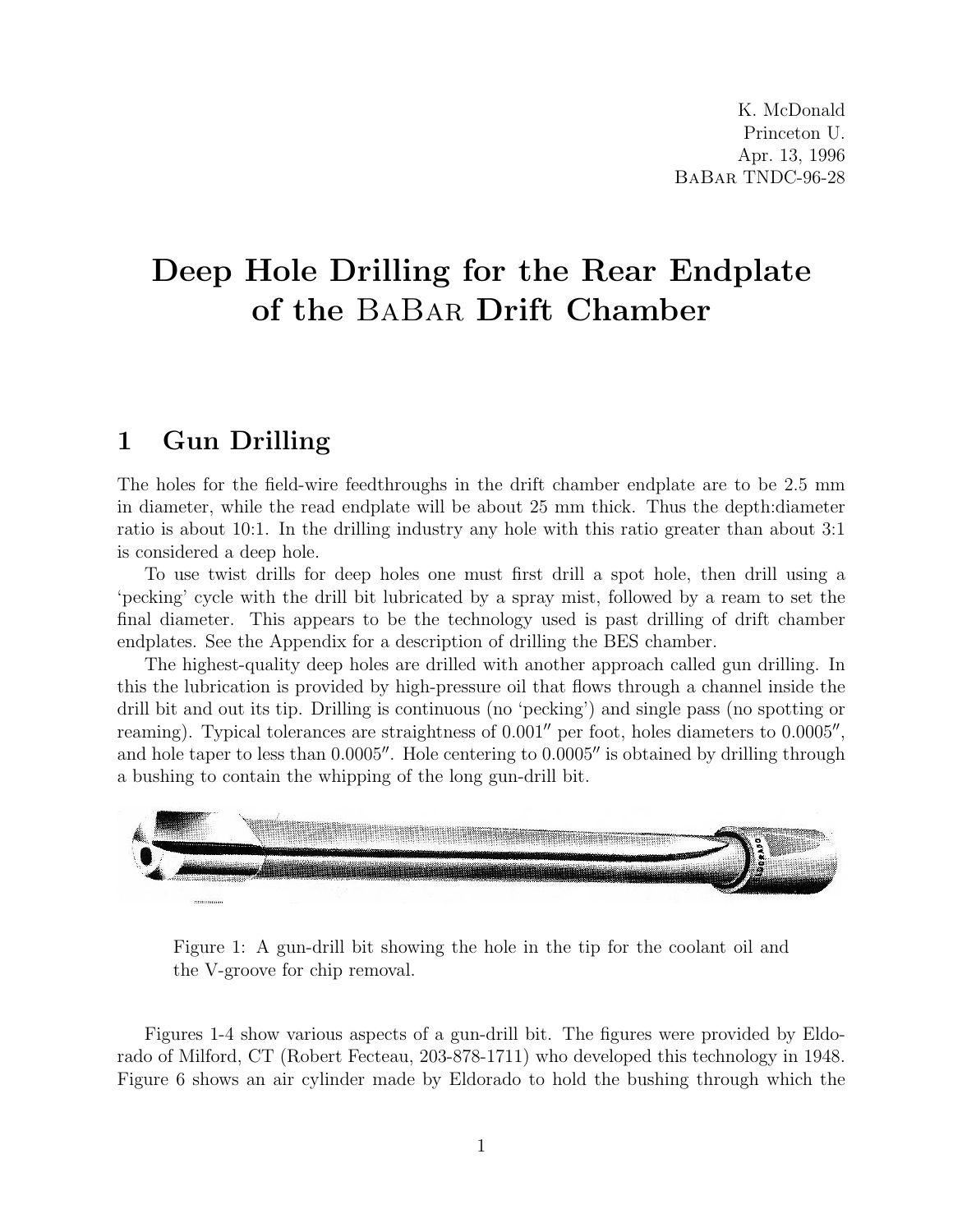K. McDonald
Princeton U.
Apr. 13, 1996
BaBar TNDC-96-28

# Deep Hole Drilling for the Rear Endplate of the BaBar Drift Chamber

## 1 Gun Drilling

The holes for the field-wire feedthroughs in the drift chamber endplate are to be 2.5 mm in diameter, while the read endplate will be about 25 mm thick. Thus the depth:diameter ratio is about 10:1. In the drilling industry any hole with this ratio greater than about 3:1 is considered a deep hole.

To use twist drills for deep holes one must first drill a spot hole, then drill using a 'pecking' cycle with the drill bit lubricated by a spray mist, followed by a ream to set the final diameter. This appears to be the technology used is past drilling of drift chamber endplates. See the Appendix for a description of drilling the BES chamber.

The highest-quality deep holes are drilled with another approach called gun drilling. In this the lubrication is provided by high-pressure oil that flows through a channel inside the drill bit and out its tip. Drilling is continuous (no 'pecking') and single pass (no spotting or reaming). Typical tolerances are straightness of 0.001″ per foot, holes diameters to 0.0005″, and hole taper to less than 0.0005″. Hole centering to 0.0005″ is obtained by drilling through a bushing to contain the whipping of the long gun-drill bit.

Figure 1: A gun-drill bit showing the hole in the tip for the coolant oil and the V-groove for chip removal.

Figures 1-4 show various aspects of a gun-drill bit. The figures were provided by Eldorado of Milford, CT (Robert Fecteau, 203-878-1711) who developed this technology in 1948. Figure 6 shows an air cylinder made by Eldorado to hold the bushing through which the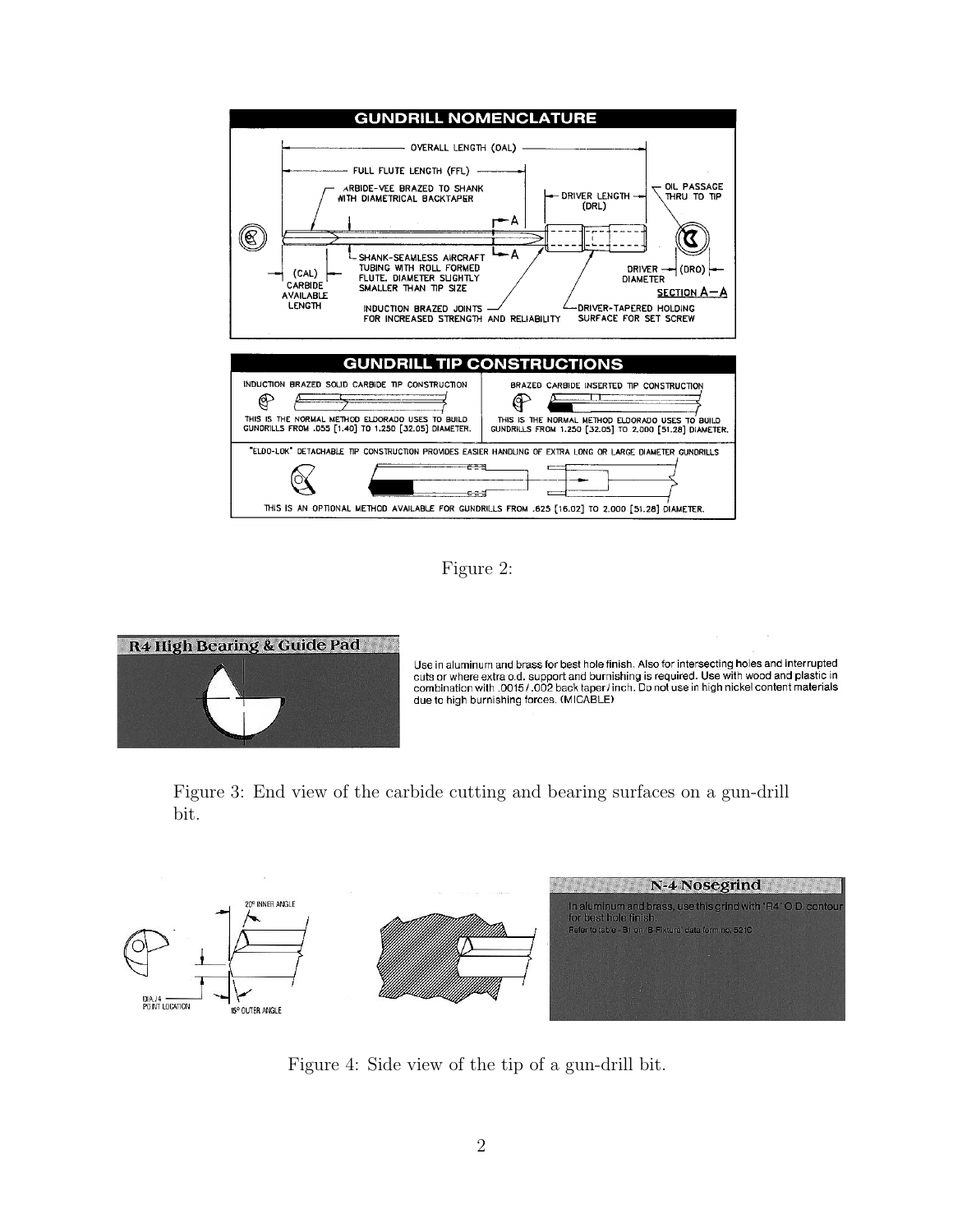## GUNDRILL NOMENCLATURE

OVERALL LENGTH (OAL)

FULL FLUTE LENGTH (FFL)

CARBIDE-VEE BRAZED TO SHANK WITH DIAMETRICAL BACKTAPER

DRIVER LENGTH (DRL)

OIL PASSAGE THRU TO TIP

SHANK-SEAMLESS AIRCRAFT TUBING WITH ROLL FORMED FLUTE. DIAMETER SLIGHTLY SMALLER THAN TIP SIZE

(CAL) CARBIDE AVAILABLE LENGTH

INDUCTION BRAZED JOINTS FOR INCREASED STRENGTH AND RELIABILITY

DRIVER-TAPERED HOLDING SURFACE FOR SET SCREW

DRIVER DIAMETER (DRO)

SECTION A—A

## GUNDRILL TIP CONSTRUCTIONS

INDUCTION BRAZED SOLID CARBIDE TIP CONSTRUCTION

THIS IS THE NORMAL METHOD ELDORADO USES TO BUILD GUNDRILLS FROM .055 [1.40] TO 1.250 [32.05] DIAMETER.

BRAZED CARBIDE INSERTED TIP CONSTRUCTION

THIS IS THE NORMAL METHOD ELDORADO USES TO BUILD GUNDRILLS FROM 1.250 [32.05] TO 2.000 [51.28] DIAMETER.

"ELDO-LOK" DETACHABLE TIP CONSTRUCTION PROVIDES EASIER HANDLING OF EXTRA LONG OR LARGE DIAMETER GUNDRILLS

THIS IS AN OPTIONAL METHOD AVAILABLE FOR GUNDRILLS FROM .625 [16.02] TO 2.000 [51.28] DIAMETER.

Figure 2:

**R4 High Bearing & Guide Pad**

Use in aluminum and brass for best hole finish. Also for intersecting holes and interrupted cuts or where extra o.d. support and burnishing is required. Use with wood and plastic in combination with .0015 / .002 back taper / inch. Do not use in high nickel content materials due to high burnishing forces. (MICABLE)

Figure 3: End view of the carbide cutting and bearing surfaces on a gun-drill bit.

20° INNER ANGLE

DIA./4 POINT LOCATION

15° OUTER ANGLE

**N-4 Nosegrind**

In aluminum and brass, use this grind with "R4" O.D. contour for best hole finish.

Refer to table - B1 on B-Fixture data form no. 521C

Figure 4: Side view of the tip of a gun-drill bit.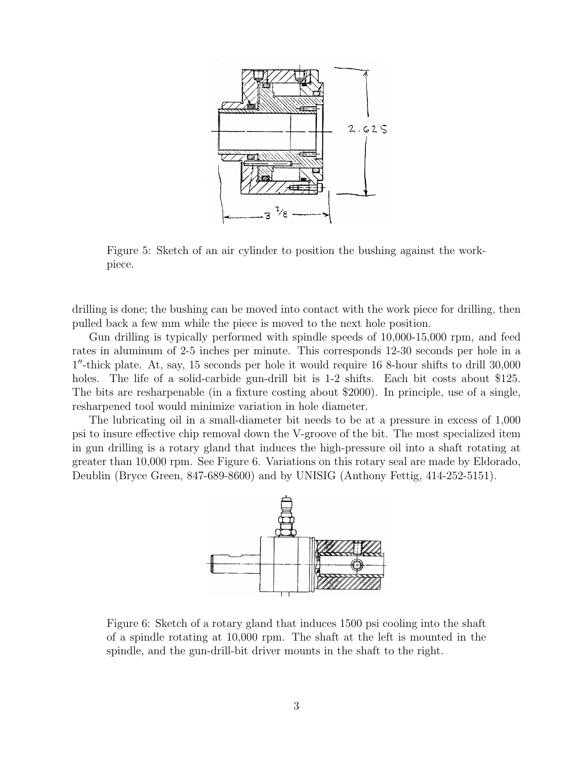Figure 5: Sketch of an air cylinder to position the bushing against the workpiece.

drilling is done; the bushing can be moved into contact with the work piece for drilling, then pulled back a few mm while the piece is moved to the next hole position.

Gun drilling is typically performed with spindle speeds of 10,000-15,000 rpm, and feed rates in aluminum of 2-5 inches per minute. This corresponds 12-30 seconds per hole in a 1″-thick plate. At, say, 15 seconds per hole it would require 16 8-hour shifts to drill 30,000 holes. The life of a solid-carbide gun-drill bit is 1-2 shifts. Each bit costs about $125. The bits are resharpenable (in a fixture costing about $2000). In principle, use of a single, resharpened tool would minimize variation in hole diameter.

The lubricating oil in a small-diameter bit needs to be at a pressure in excess of 1,000 psi to insure effective chip removal down the V-groove of the bit. The most specialized item in gun drilling is a rotary gland that induces the high-pressure oil into a shaft rotating at greater than 10,000 rpm. See Figure 6. Variations on this rotary seal are made by Eldorado, Deublin (Bryce Green, 847-689-8600) and by UNISIG (Anthony Fettig, 414-252-5151).

Figure 6: Sketch of a rotary gland that induces 1500 psi cooling into the shaft of a spindle rotating at 10,000 rpm. The shaft at the left is mounted in the spindle, and the gun-drill-bit driver mounts in the shaft to the right.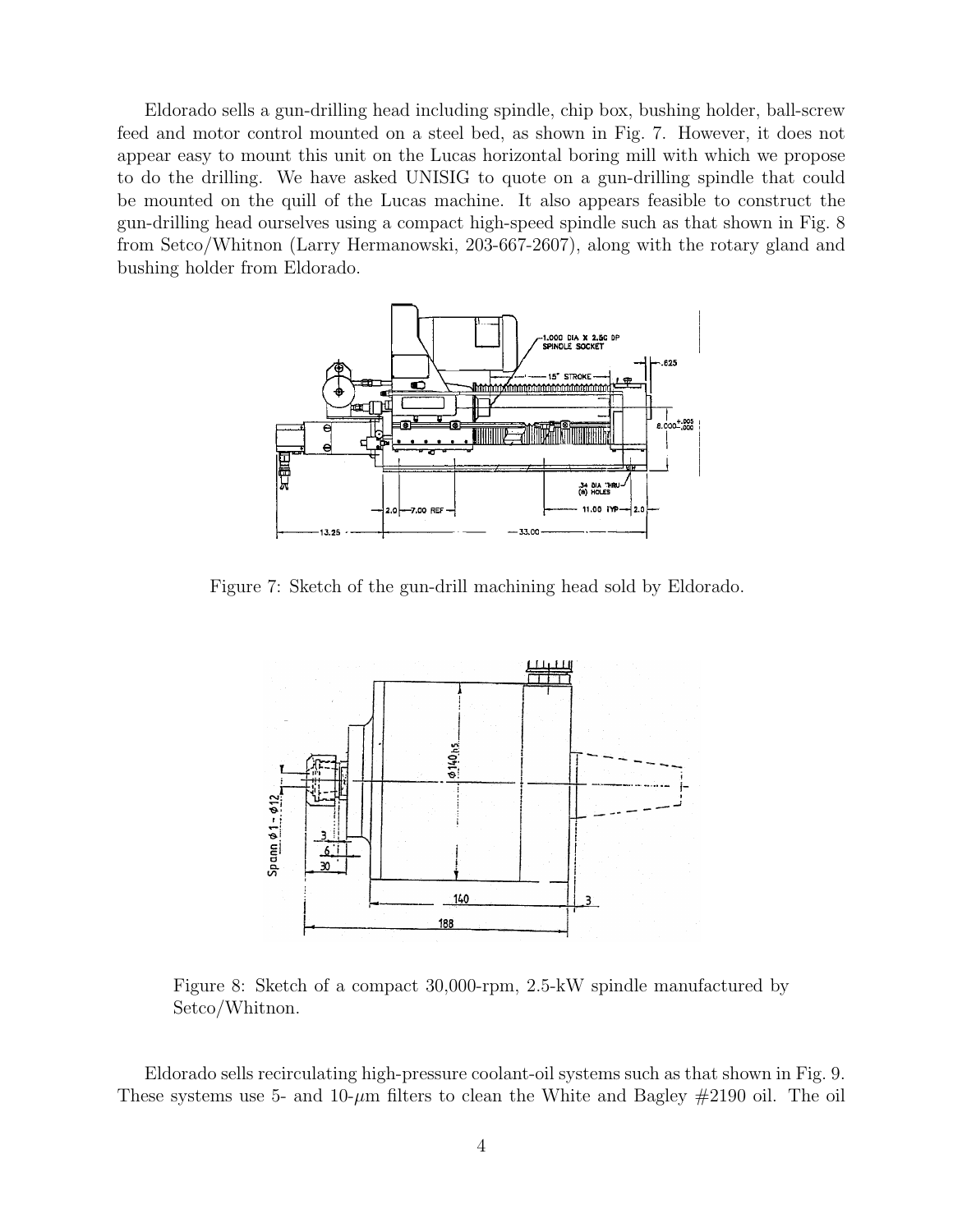Eldorado sells a gun-drilling head including spindle, chip box, bushing holder, ball-screw feed and motor control mounted on a steel bed, as shown in Fig. 7. However, it does not appear easy to mount this unit on the Lucas horizontal boring mill with which we propose to do the drilling. We have asked UNISIG to quote on a gun-drilling spindle that could be mounted on the quill of the Lucas machine. It also appears feasible to construct the gun-drilling head ourselves using a compact high-speed spindle such as that shown in Fig. 8 from Setco/Whitnon (Larry Hermanowski, 203-667-2607), along with the rotary gland and bushing holder from Eldorado.

Figure 7: Sketch of the gun-drill machining head sold by Eldorado.

Figure 8: Sketch of a compact 30,000-rpm, 2.5-kW spindle manufactured by Setco/Whitnon.

Eldorado sells recirculating high-pressure coolant-oil systems such as that shown in Fig. 9. These systems use 5- and 10-$\mu$m filters to clean the White and Bagley #2190 oil. The oil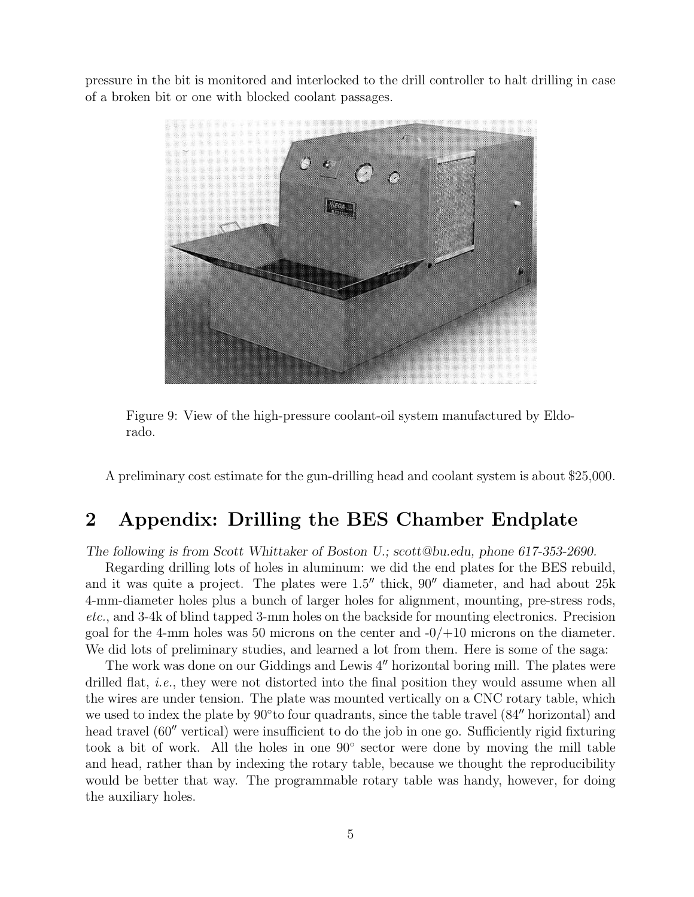pressure in the bit is monitored and interlocked to the drill controller to halt drilling in case of a broken bit or one with blocked coolant passages.

Figure 9: View of the high-pressure coolant-oil system manufactured by Eldorado.

A preliminary cost estimate for the gun-drilling head and coolant system is about $25,000.

## 2 Appendix: Drilling the BES Chamber Endplate

*The following is from Scott Whittaker of Boston U.; scott@bu.edu, phone 617-353-2690.*

Regarding drilling lots of holes in aluminum: we did the end plates for the BES rebuild, and it was quite a project. The plates were 1.5″ thick, 90″ diameter, and had about 25k 4-mm-diameter holes plus a bunch of larger holes for alignment, mounting, pre-stress rods, *etc.*, and 3-4k of blind tapped 3-mm holes on the backside for mounting electronics. Precision goal for the 4-mm holes was 50 microns on the center and -0/+10 microns on the diameter. We did lots of preliminary studies, and learned a lot from them. Here is some of the saga:

The work was done on our Giddings and Lewis 4″ horizontal boring mill. The plates were drilled flat, *i.e.*, they were not distorted into the final position they would assume when all the wires are under tension. The plate was mounted vertically on a CNC rotary table, which we used to index the plate by 90°to four quadrants, since the table travel (84″ horizontal) and head travel (60″ vertical) were insufficient to do the job in one go. Sufficiently rigid fixturing took a bit of work. All the holes in one 90° sector were done by moving the mill table and head, rather than by indexing the rotary table, because we thought the reproducibility would be better that way. The programmable rotary table was handy, however, for doing the auxiliary holes.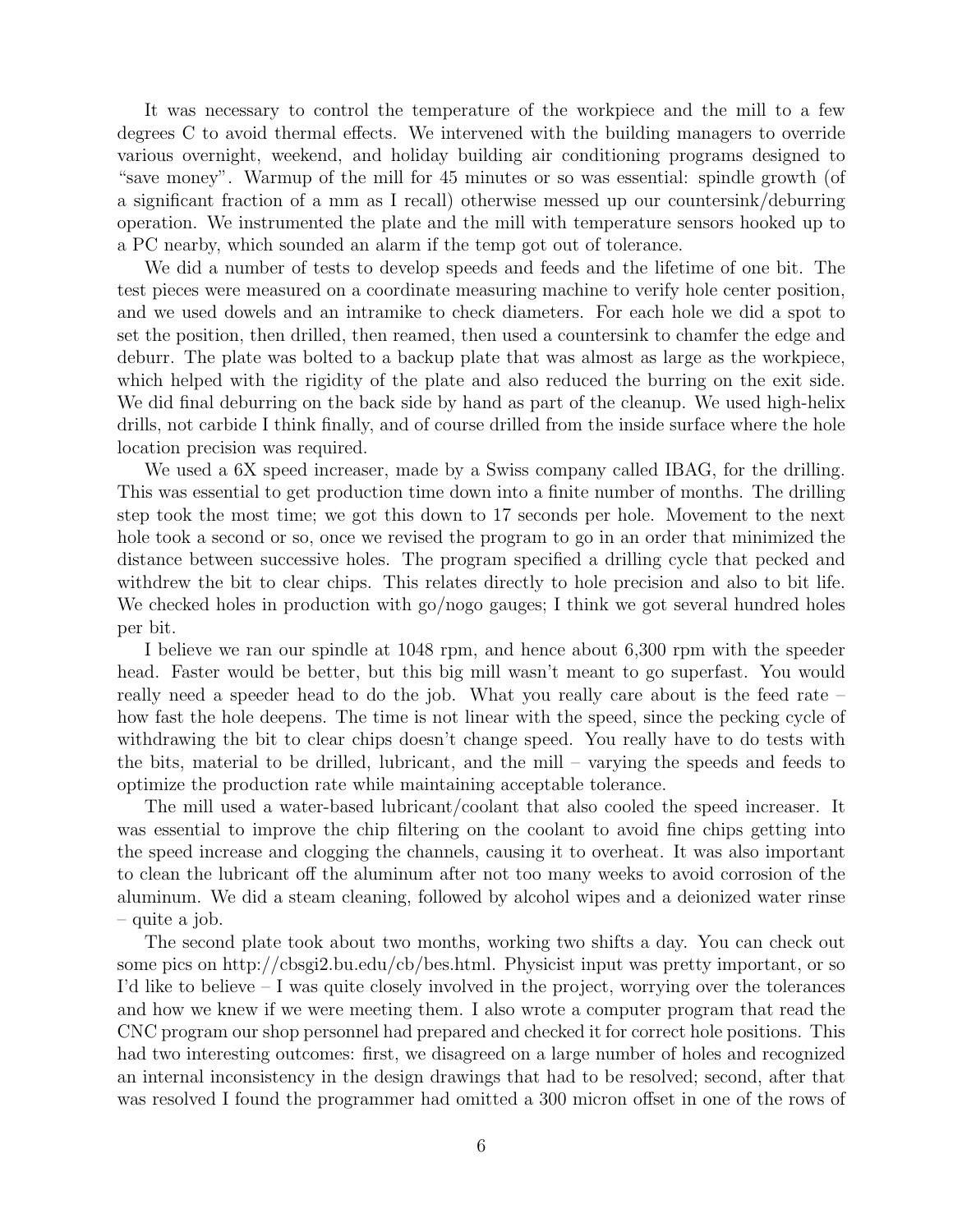It was necessary to control the temperature of the workpiece and the mill to a few degrees C to avoid thermal effects. We intervened with the building managers to override various overnight, weekend, and holiday building air conditioning programs designed to "save money". Warmup of the mill for 45 minutes or so was essential: spindle growth (of a significant fraction of a mm as I recall) otherwise messed up our countersink/deburring operation. We instrumented the plate and the mill with temperature sensors hooked up to a PC nearby, which sounded an alarm if the temp got out of tolerance.

We did a number of tests to develop speeds and feeds and the lifetime of one bit. The test pieces were measured on a coordinate measuring machine to verify hole center position, and we used dowels and an intramike to check diameters. For each hole we did a spot to set the position, then drilled, then reamed, then used a countersink to chamfer the edge and deburr. The plate was bolted to a backup plate that was almost as large as the workpiece, which helped with the rigidity of the plate and also reduced the burring on the exit side. We did final deburring on the back side by hand as part of the cleanup. We used high-helix drills, not carbide I think finally, and of course drilled from the inside surface where the hole location precision was required.

We used a 6X speed increaser, made by a Swiss company called IBAG, for the drilling. This was essential to get production time down into a finite number of months. The drilling step took the most time; we got this down to 17 seconds per hole. Movement to the next hole took a second or so, once we revised the program to go in an order that minimized the distance between successive holes. The program specified a drilling cycle that pecked and withdrew the bit to clear chips. This relates directly to hole precision and also to bit life. We checked holes in production with go/nogo gauges; I think we got several hundred holes per bit.

I believe we ran our spindle at 1048 rpm, and hence about 6,300 rpm with the speeder head. Faster would be better, but this big mill wasn't meant to go superfast. You would really need a speeder head to do the job. What you really care about is the feed rate – how fast the hole deepens. The time is not linear with the speed, since the pecking cycle of withdrawing the bit to clear chips doesn't change speed. You really have to do tests with the bits, material to be drilled, lubricant, and the mill – varying the speeds and feeds to optimize the production rate while maintaining acceptable tolerance.

The mill used a water-based lubricant/coolant that also cooled the speed increaser. It was essential to improve the chip filtering on the coolant to avoid fine chips getting into the speed increase and clogging the channels, causing it to overheat. It was also important to clean the lubricant off the aluminum after not too many weeks to avoid corrosion of the aluminum. We did a steam cleaning, followed by alcohol wipes and a deionized water rinse – quite a job.

The second plate took about two months, working two shifts a day. You can check out some pics on http://cbsgi2.bu.edu/cb/bes.html. Physicist input was pretty important, or so I'd like to believe – I was quite closely involved in the project, worrying over the tolerances and how we knew if we were meeting them. I also wrote a computer program that read the CNC program our shop personnel had prepared and checked it for correct hole positions. This had two interesting outcomes: first, we disagreed on a large number of holes and recognized an internal inconsistency in the design drawings that had to be resolved; second, after that was resolved I found the programmer had omitted a 300 micron offset in one of the rows of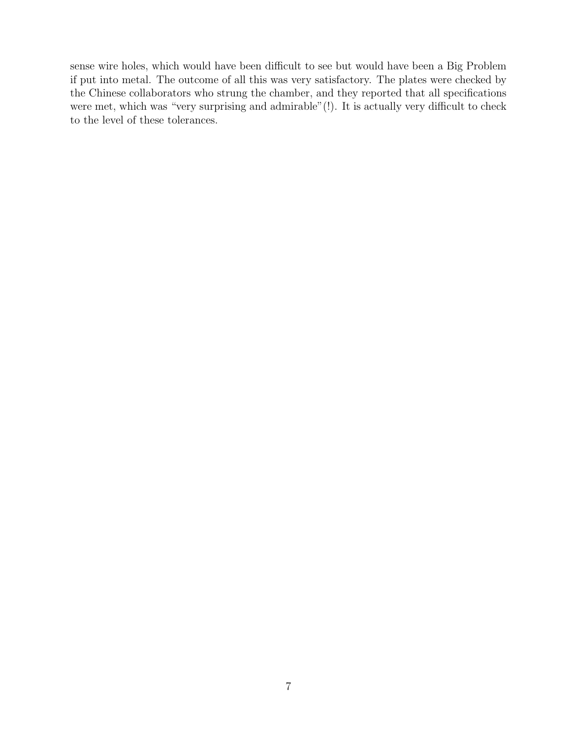sense wire holes, which would have been difficult to see but would have been a Big Problem if put into metal. The outcome of all this was very satisfactory. The plates were checked by the Chinese collaborators who strung the chamber, and they reported that all specifications were met, which was "very surprising and admirable"(!). It is actually very difficult to check to the level of these tolerances.